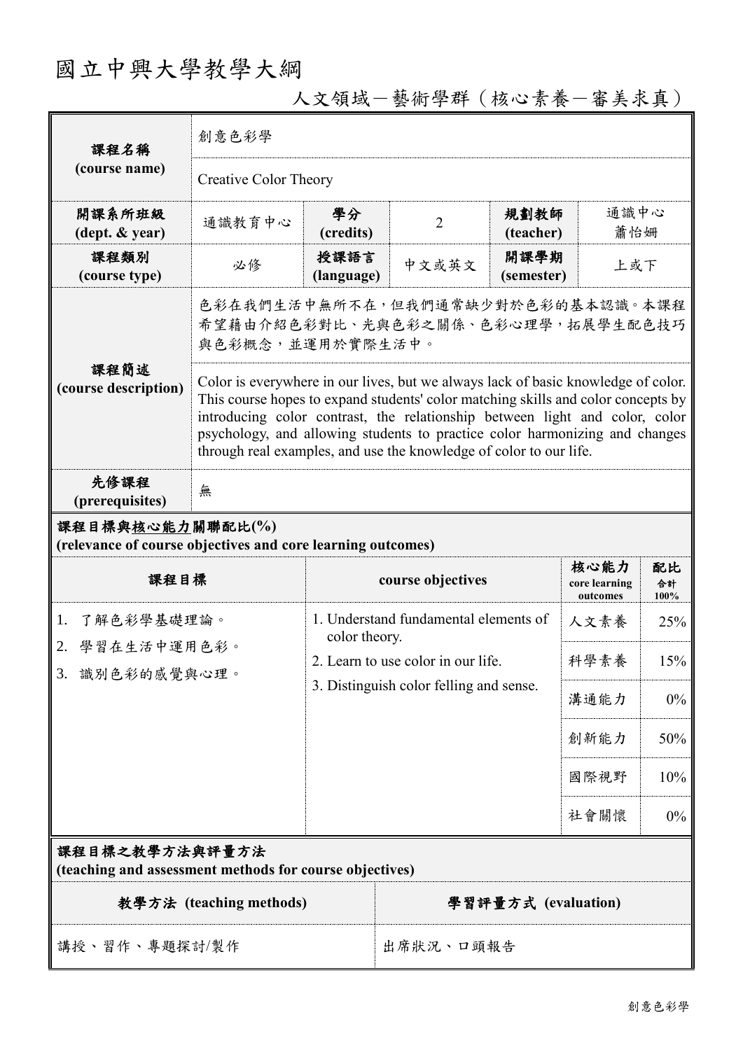# 國立中興大學教學大綱

## 人文領域－藝術學群（核心素養－審美求真）

| 課程名稱 (course name) | 創意色彩學 | | | | |
|---|---|---|---|---|---|
| | Creative Color Theory | | | | |
| 開課系所班級 (dept. & year) | 通識教育中心 | 學分 (credits) | 2 | 規劃教師 (teacher) | 通識中心 蕭怡姍 |
| 課程類別 (course type) | 必修 | 授課語言 (language) | 中文或英文 | 開課學期 (semester) | 上或下 |
| 課程簡述 (course description) | 色彩在我們生活中無所不在，但我們通常缺少對於色彩的基本認識。本課程希望藉由介紹色彩對比、光與色彩之關係、色彩心理學，拓展學生配色技巧與色彩概念，並運用於實際生活中。 | | | | |
| | Color is everywhere in our lives, but we always lack of basic knowledge of color. This course hopes to expand students' color matching skills and color concepts by introducing color contrast, the relationship between light and color, color psychology, and allowing students to practice color harmonizing and changes through real examples, and use the knowledge of color to our life. | | | | |
| 先修課程 (prerequisites) | 無 | | | | |

**課程目標與核心能力關聯配比(%)**
**(relevance of course objectives and core learning outcomes)**

| 課程目標 | course objectives | 核心能力 core learning outcomes | 配比 合計 100% |
|---|---|---|---|
| 1. 了解色彩學基礎理論。<br>2. 學習在生活中運用色彩。<br>3. 識別色彩的感覺與心理。 | 1. Understand fundamental elements of color theory.<br>2. Learn to use color in our life.<br>3. Distinguish color felling and sense. | 人文素養 | 25% |
| | | 科學素養 | 15% |
| | | 溝通能力 | 0% |
| | | 創新能力 | 50% |
| | | 國際視野 | 10% |
| | | 社會關懷 | 0% |

**課程目標之教學方法與評量方法**
**(teaching and assessment methods for course objectives)**

| 教學方法 (teaching methods) | 學習評量方式 (evaluation) |
|---|---|
| 講授、習作、專題探討/製作 | 出席狀況、口頭報告 |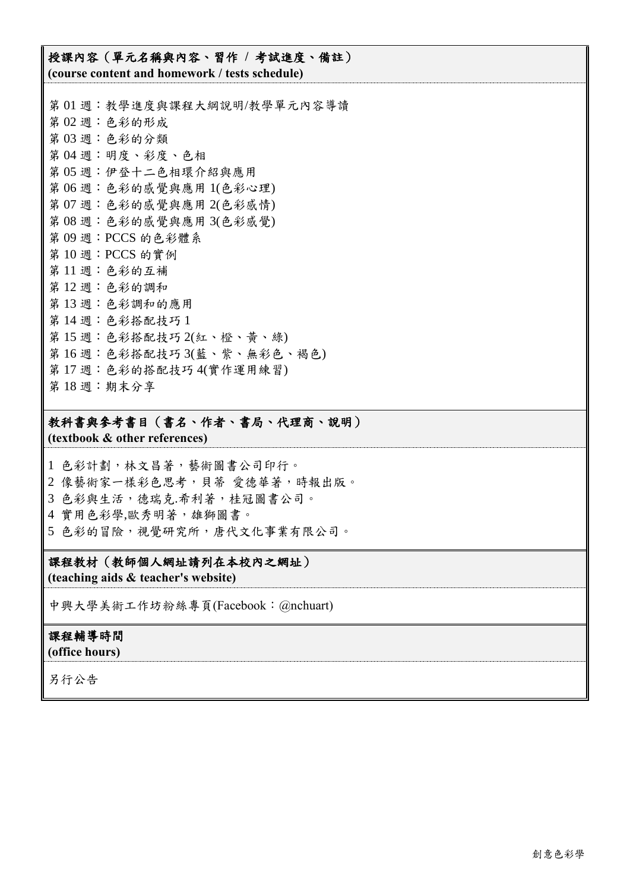## 授課內容（單元名稱與內容、習作 / 考試進度、備註）
**(course content and homework / tests schedule)**

第 01 週：教學進度與課程大綱說明/教學單元內容導讀
第 02 週：色彩的形成
第 03 週：色彩的分類
第 04 週：明度、彩度、色相
第 05 週：伊登十二色相環介紹與應用
第 06 週：色彩的感覺與應用 1(色彩心理)
第 07 週：色彩的感覺與應用 2(色彩感情)
第 08 週：色彩的感覺與應用 3(色彩感覺)
第 09 週：PCCS 的色彩體系
第 10 週：PCCS 的實例
第 11 週：色彩的互補
第 12 週：色彩的調和
第 13 週：色彩調和的應用
第 14 週：色彩搭配技巧 1
第 15 週：色彩搭配技巧 2(紅、橙、黃、綠)
第 16 週：色彩搭配技巧 3(藍、紫、無彩色、褐色)
第 17 週：色彩的搭配技巧 4(實作運用練習)
第 18 週：期末分享

## 教科書與參考書目（書名、作者、書局、代理商、說明）
**(textbook & other references)**

1 色彩計劃，林文昌著，藝術圖書公司印行。
2 像藝術家一樣彩色思考，貝蒂 愛德華著，時報出版。
3 色彩與生活，德瑞克.希利著，桂冠圖書公司。
4 實用色彩學,歐秀明著，雄獅圖書。
5 色彩的冒險，視覺研究所，唐代文化事業有限公司。

## 課程教材（教師個人網址請列在本校內之網址）
**(teaching aids & teacher's website)**

中興大學美術工作坊粉絲專頁(Facebook：@nchuart)

## 課程輔導時間
**(office hours)**

另行公告